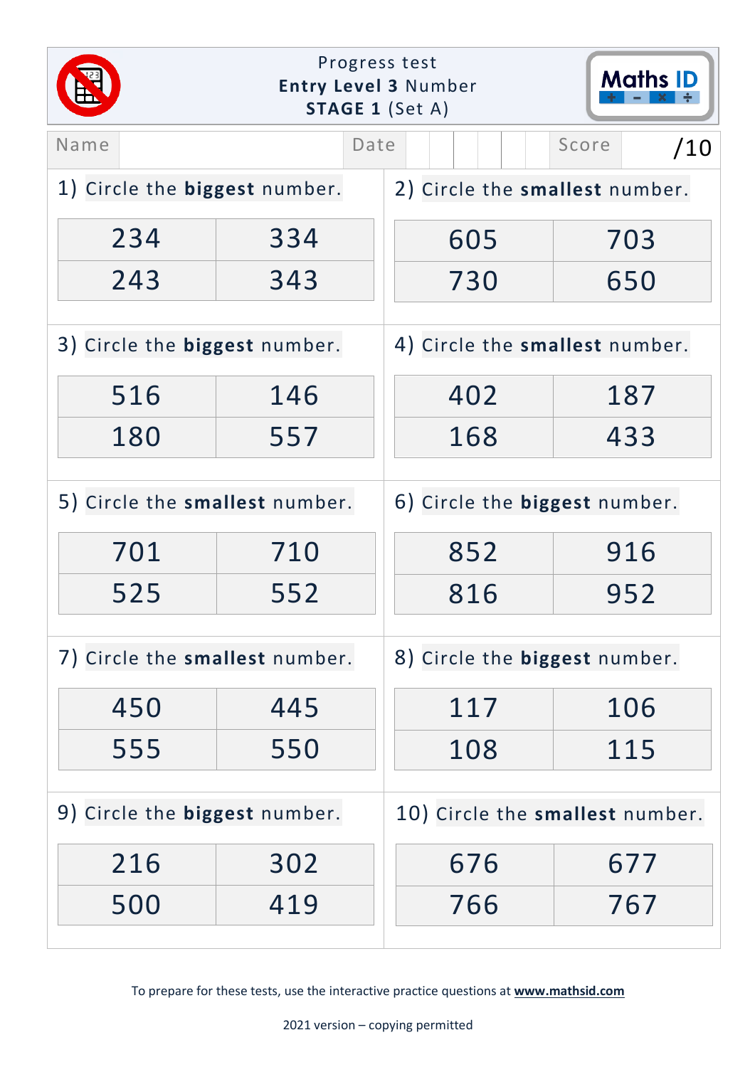# Progress test
## Entry Level 3 Number
### STAGE 1 (Set A)

Maths ID

| Name | | Date | | Score | /10 |
|---|---|---|---|---|---|

1) Circle the **biggest** number.

| | |
|---|---|
| 234 | 334 |
| 243 | 343 |

2) Circle the **smallest** number.

| | |
|---|---|
| 605 | 703 |
| 730 | 650 |

3) Circle the **biggest** number.

| | |
|---|---|
| 516 | 146 |
| 180 | 557 |

4) Circle the **smallest** number.

| | |
|---|---|
| 402 | 187 |
| 168 | 433 |

5) Circle the **smallest** number.

| | |
|---|---|
| 701 | 710 |
| 525 | 552 |

6) Circle the **biggest** number.

| | |
|---|---|
| 852 | 916 |
| 816 | 952 |

7) Circle the **smallest** number.

| | |
|---|---|
| 450 | 445 |
| 555 | 550 |

8) Circle the **biggest** number.

| | |
|---|---|
| 117 | 106 |
| 108 | 115 |

9) Circle the **biggest** number.

| | |
|---|---|
| 216 | 302 |
| 500 | 419 |

10) Circle the **smallest** number.

| | |
|---|---|
| 676 | 677 |
| 766 | 767 |

To prepare for these tests, use the interactive practice questions at **www.mathsid.com**

2021 version – copying permitted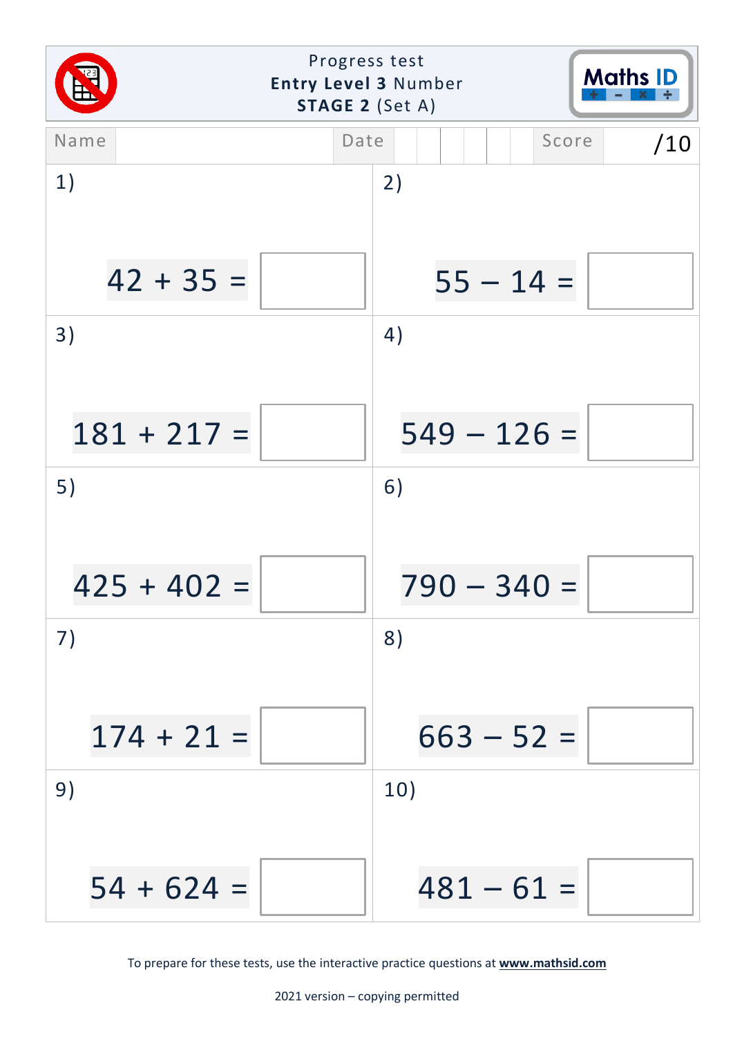Progress test
**Entry Level 3** Number
**STAGE 2** (Set A)

Maths ID

| Name | | Date | | Score | /10 |
|---|---|---|---|---|---|

1) $42 + 35 =$ ☐

2) $55 - 14 =$ ☐

3) $181 + 217 =$ ☐

4) $549 - 126 =$ ☐

5) $425 + 402 =$ ☐

6) $790 - 340 =$ ☐

7) $174 + 21 =$ ☐

8) $663 - 52 =$ ☐

9) $54 + 624 =$ ☐

10) $481 - 61 =$ ☐

To prepare for these tests, use the interactive practice questions at **www.mathsid.com**

2021 version – copying permitted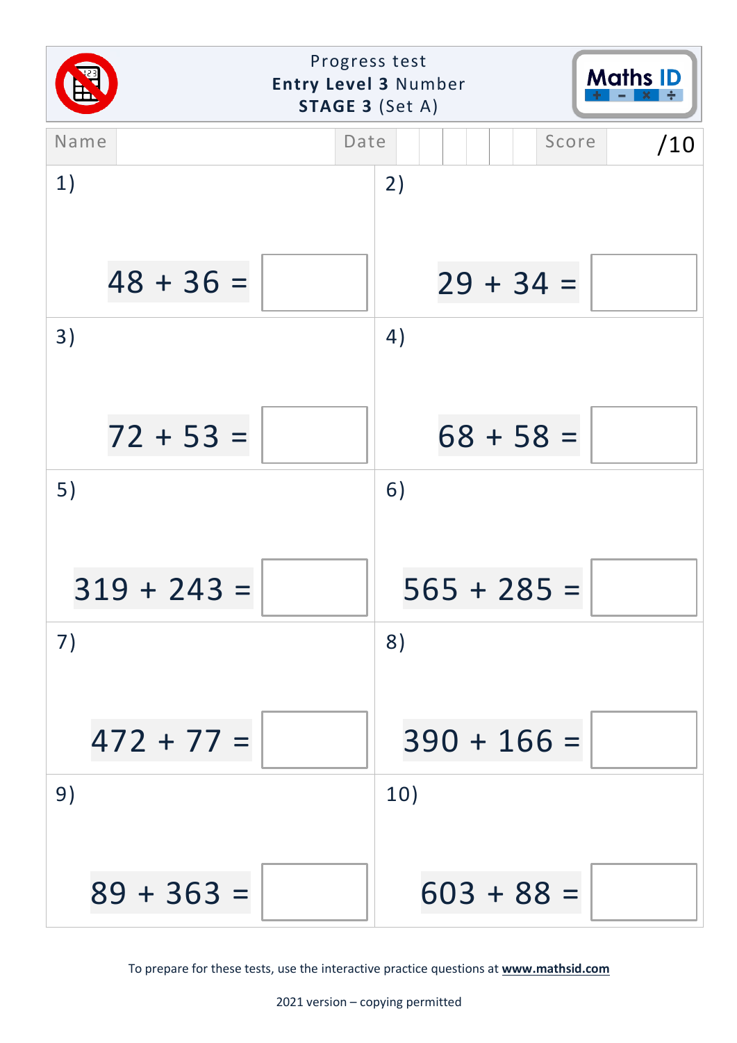# Progress test

**Entry Level 3** Number

**STAGE 3** (Set A)

Maths ID

| Name | | Date | | Score | /10 |
|---|---|---|---|---|---|

1) 48 + 36 = ☐

2) 29 + 34 = ☐

3) 72 + 53 = ☐

4) 68 + 58 = ☐

5) 319 + 243 = ☐

6) 565 + 285 = ☐

7) 472 + 77 = ☐

8) 390 + 166 = ☐

9) 89 + 363 = ☐

10) 603 + 88 = ☐

To prepare for these tests, use the interactive practice questions at **www.mathsid.com**

2021 version – copying permitted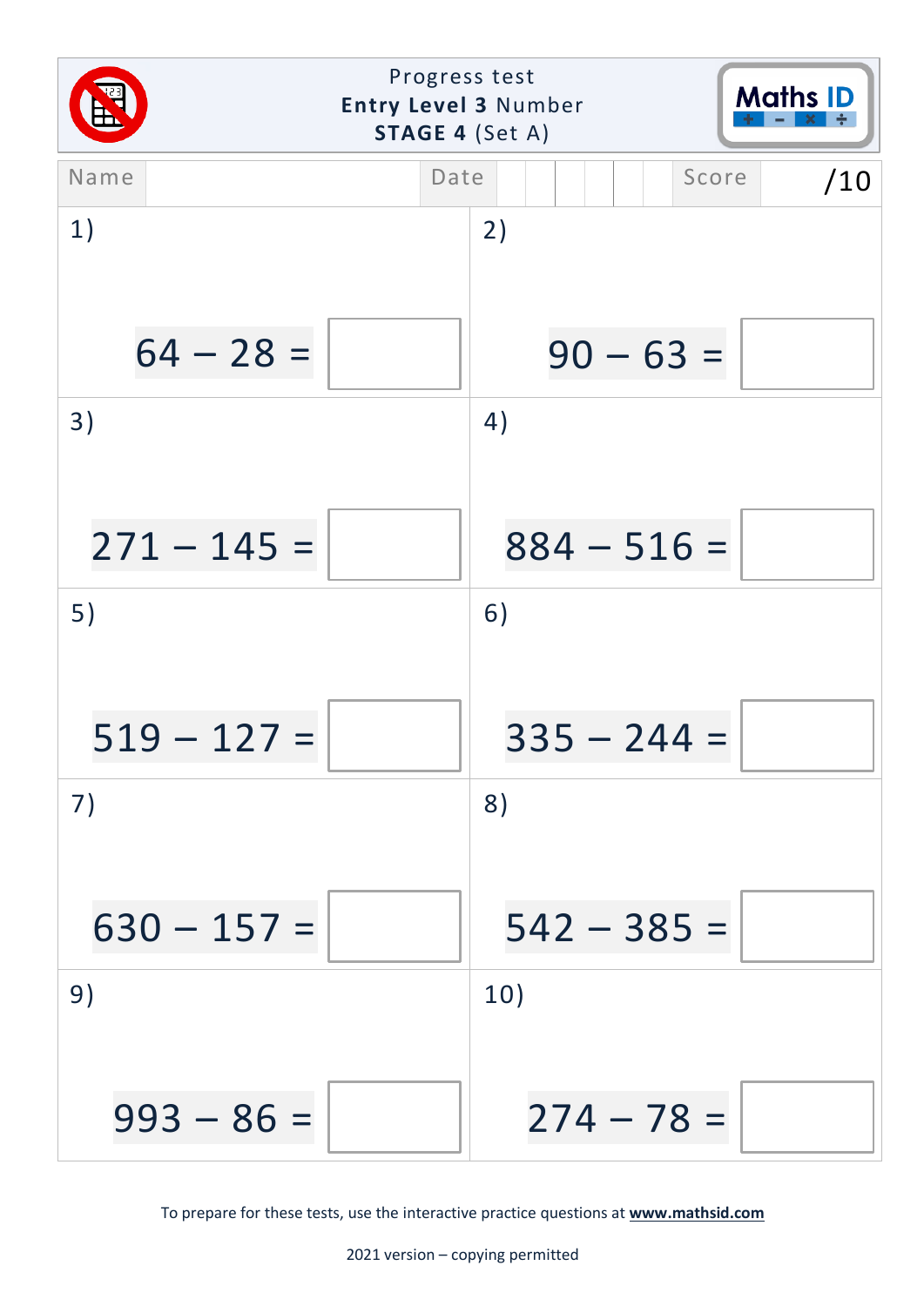Progress test
**Entry Level 3** Number
**STAGE 4** (Set A)

Maths ID

| Name | | Date | | Score | /10 |
|---|---|---|---|---|---|

1) $64 - 28 =$ ☐

2) $90 - 63 =$ ☐

3) $271 - 145 =$ ☐

4) $884 - 516 =$ ☐

5) $519 - 127 =$ ☐

6) $335 - 244 =$ ☐

7) $630 - 157 =$ ☐

8) $542 - 385 =$ ☐

9) $993 - 86 =$ ☐

10) $274 - 78 =$ ☐

To prepare for these tests, use the interactive practice questions at **www.mathsid.com**

2021 version – copying permitted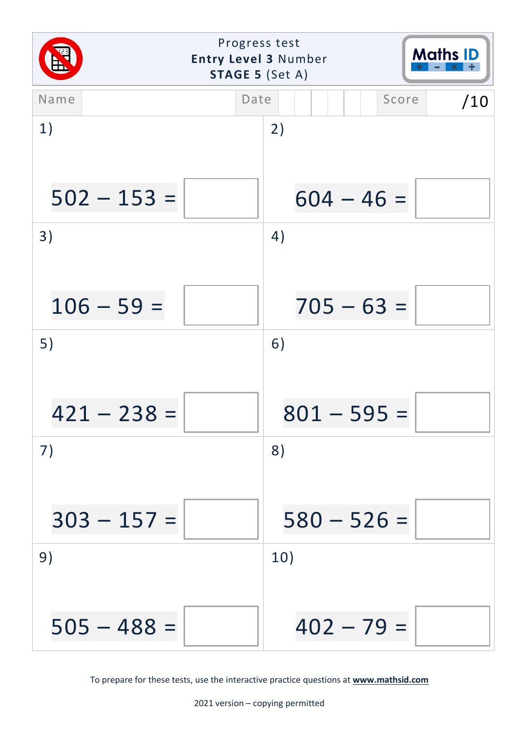Progress test
**Entry Level 3** Number
**STAGE 5** (Set A)

Maths ID

| Name | | Date | | Score | /10 |
|---|---|---|---|---|---|

1) $502 - 153 =$

2) $604 - 46 =$

3) $106 - 59 =$

4) $705 - 63 =$

5) $421 - 238 =$

6) $801 - 595 =$

7) $303 - 157 =$

8) $580 - 526 =$

9) $505 - 488 =$

10) $402 - 79 =$

To prepare for these tests, use the interactive practice questions at **www.mathsid.com**

2021 version – copying permitted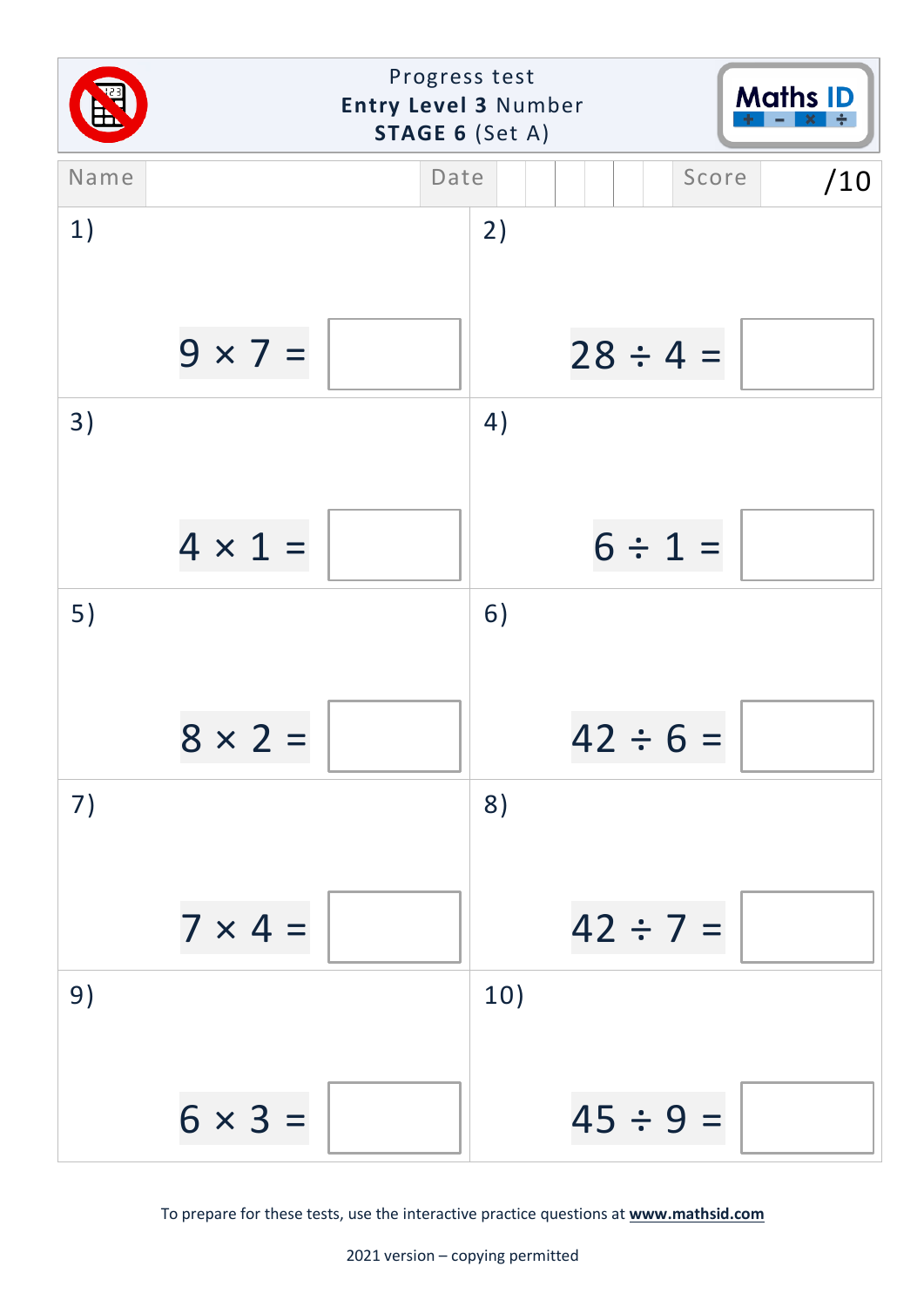Progress test

**Entry Level 3** Number

**STAGE 6** (Set A)

Maths ID

| Name | | Date | | | | | | Score | /10 |
|---|---|---|---|---|---|---|---|---|---|

1) $9 \times 7 =$ ☐

2) $28 \div 4 =$ ☐

3) $4 \times 1 =$ ☐

4) $6 \div 1 =$ ☐

5) $8 \times 2 =$ ☐

6) $42 \div 6 =$ ☐

7) $7 \times 4 =$ ☐

8) $42 \div 7 =$ ☐

9) $6 \times 3 =$ ☐

10) $45 \div 9 =$ ☐

To prepare for these tests, use the interactive practice questions at **www.mathsid.com**

2021 version – copying permitted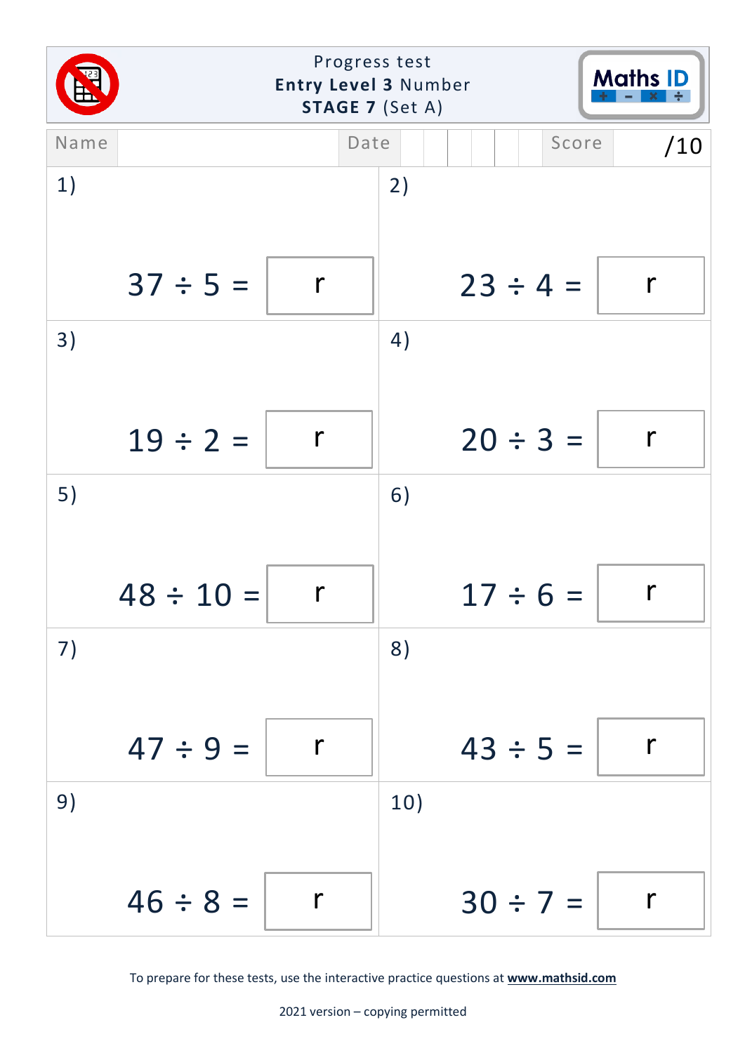# Progress test
## Entry Level 3 Number
### STAGE 7 (Set A)

Maths ID

| Name | | Date | | | | | | Score | /10 |
|---|---|---|---|---|---|---|---|---|---|

1) $37 \div 5 =$ ___ r ___

2) $23 \div 4 =$ ___ r ___

3) $19 \div 2 =$ ___ r ___

4) $20 \div 3 =$ ___ r ___

5) $48 \div 10 =$ ___ r ___

6) $17 \div 6 =$ ___ r ___

7) $47 \div 9 =$ ___ r ___

8) $43 \div 5 =$ ___ r ___

9) $46 \div 8 =$ ___ r ___

10) $30 \div 7 =$ ___ r ___

To prepare for these tests, use the interactive practice questions at **www.mathsid.com**

2021 version – copying permitted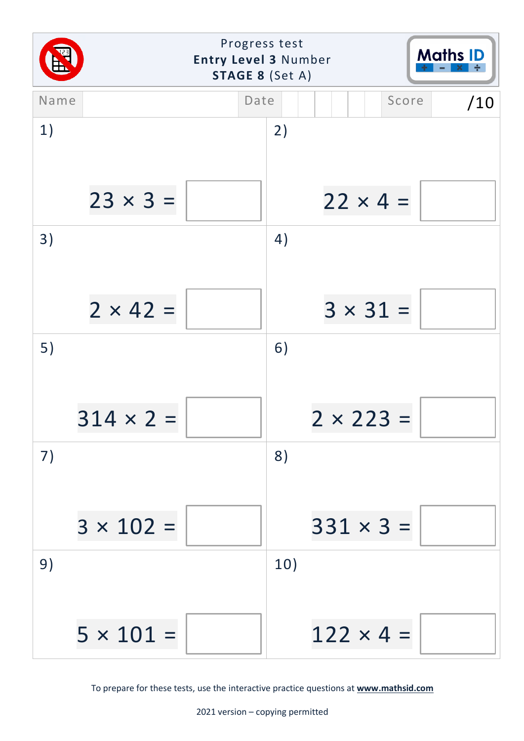# Progress test

**Entry Level 3** Number

**STAGE 8** (Set A)

| Name | | Date | | Score | /10 |
|---|---|---|---|---|---|

1) $23 \times 3 =$ ☐

2) $22 \times 4 =$ ☐

3) $2 \times 42 =$ ☐

4) $3 \times 31 =$ ☐

5) $314 \times 2 =$ ☐

6) $2 \times 223 =$ ☐

7) $3 \times 102 =$ ☐

8) $331 \times 3 =$ ☐

9) $5 \times 101 =$ ☐

10) $122 \times 4 =$ ☐

To prepare for these tests, use the interactive practice questions at **www.mathsid.com**

2021 version – copying permitted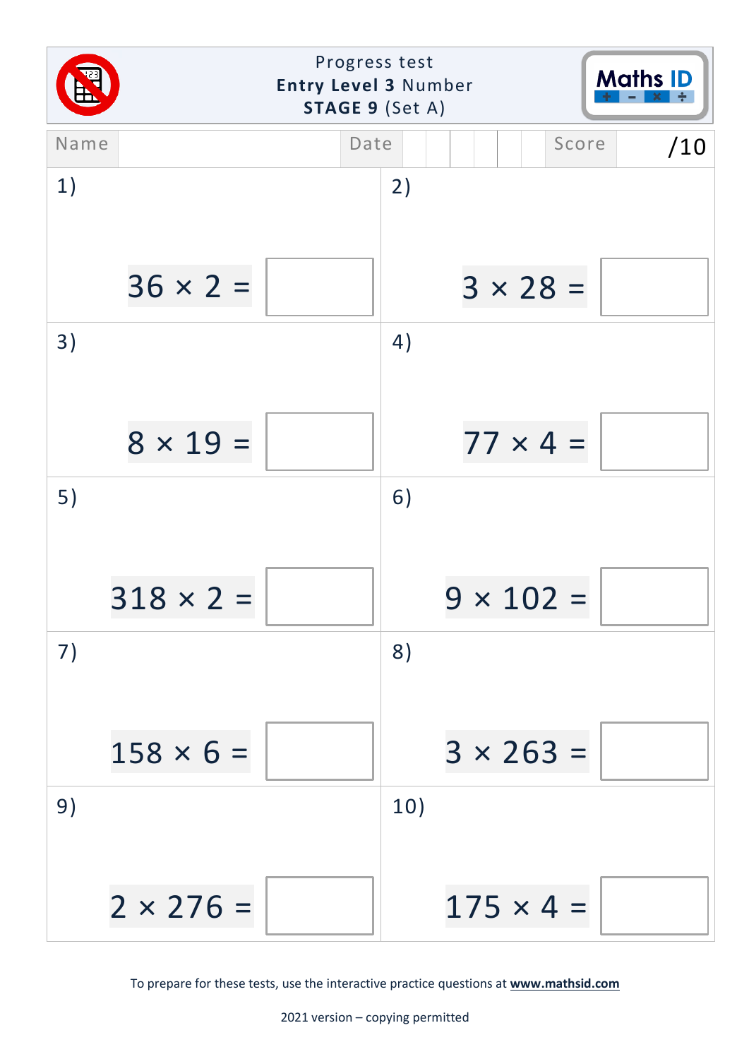# Progress test
## Entry Level 3 Number
### STAGE 9 (Set A)

| Name | | Date | | | | | | Score | /10 |
|---|---|---|---|---|---|---|---|---|---|

1) $36 \times 2 =$ ☐

2) $3 \times 28 =$ ☐

3) $8 \times 19 =$ ☐

4) $77 \times 4 =$ ☐

5) $318 \times 2 =$ ☐

6) $9 \times 102 =$ ☐

7) $158 \times 6 =$ ☐

8) $3 \times 263 =$ ☐

9) $2 \times 276 =$ ☐

10) $175 \times 4 =$ ☐

To prepare for these tests, use the interactive practice questions at **www.mathsid.com**

2021 version – copying permitted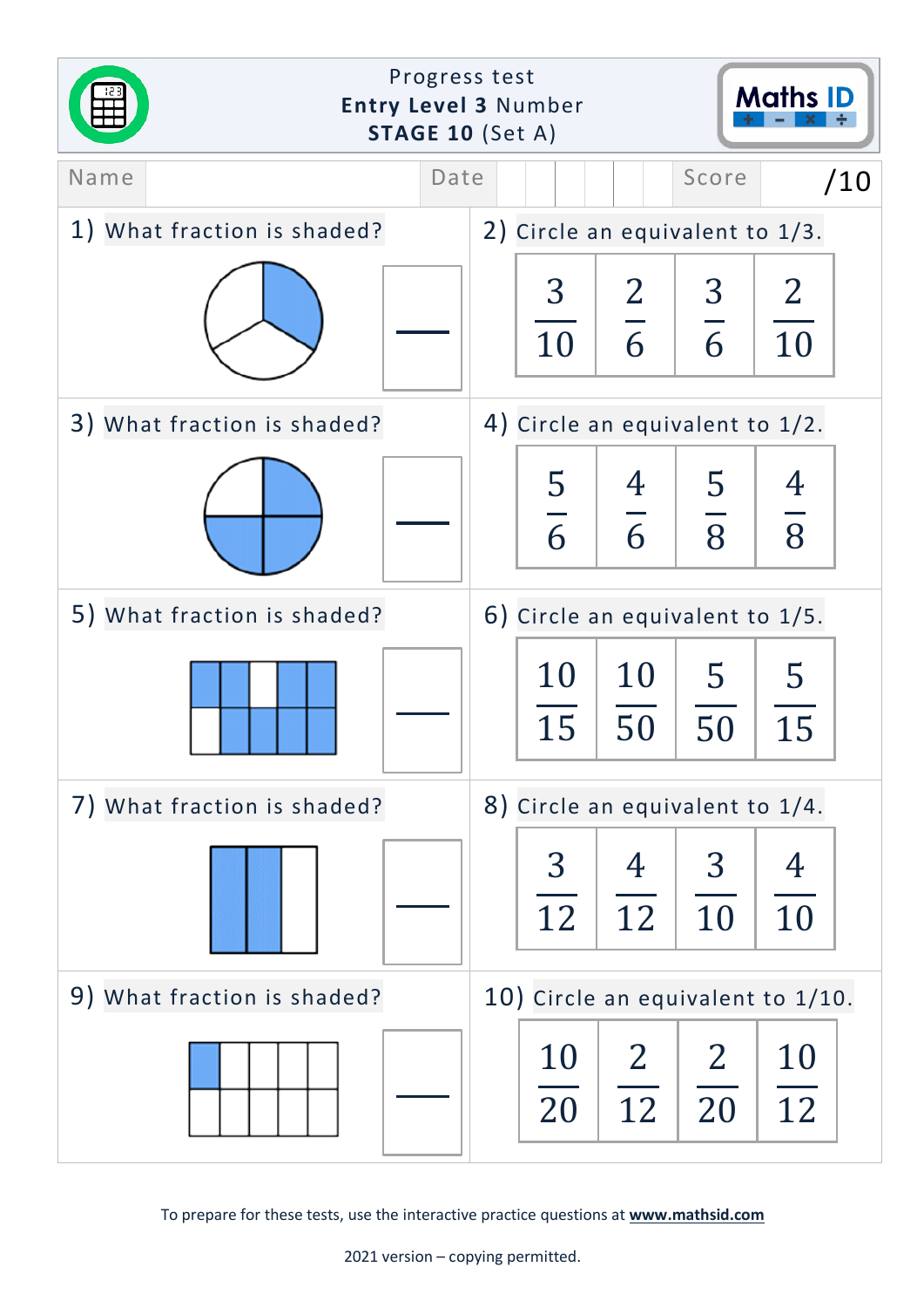Progress test
**Entry Level 3** Number
**STAGE 10** (Set A)

Maths ID

| Name | | Date | | | | | | Score | /10 |
|---|---|---|---|---|---|---|---|---|---|

1) What fraction is shaded?

$\frac{\quad}{\quad}$

2) Circle an equivalent to 1/3.

| $\frac{3}{10}$ | $\frac{2}{6}$ | $\frac{3}{6}$ | $\frac{2}{10}$ |
|---|---|---|---|

3) What fraction is shaded?

$\frac{\quad}{\quad}$

4) Circle an equivalent to 1/2.

| $\frac{5}{6}$ | $\frac{4}{6}$ | $\frac{5}{8}$ | $\frac{4}{8}$ |
|---|---|---|---|

5) What fraction is shaded?

$\frac{\quad}{\quad}$

6) Circle an equivalent to 1/5.

| $\frac{10}{15}$ | $\frac{10}{50}$ | $\frac{5}{50}$ | $\frac{5}{15}$ |
|---|---|---|---|

7) What fraction is shaded?

$\frac{\quad}{\quad}$

8) Circle an equivalent to 1/4.

| $\frac{3}{12}$ | $\frac{4}{12}$ | $\frac{3}{10}$ | $\frac{4}{10}$ |
|---|---|---|---|

9) What fraction is shaded?

$\frac{\quad}{\quad}$

10) Circle an equivalent to 1/10.

| $\frac{10}{20}$ | $\frac{2}{12}$ | $\frac{2}{20}$ | $\frac{10}{12}$ |
|---|---|---|---|

To prepare for these tests, use the interactive practice questions at **www.mathsid.com**

2021 version – copying permitted.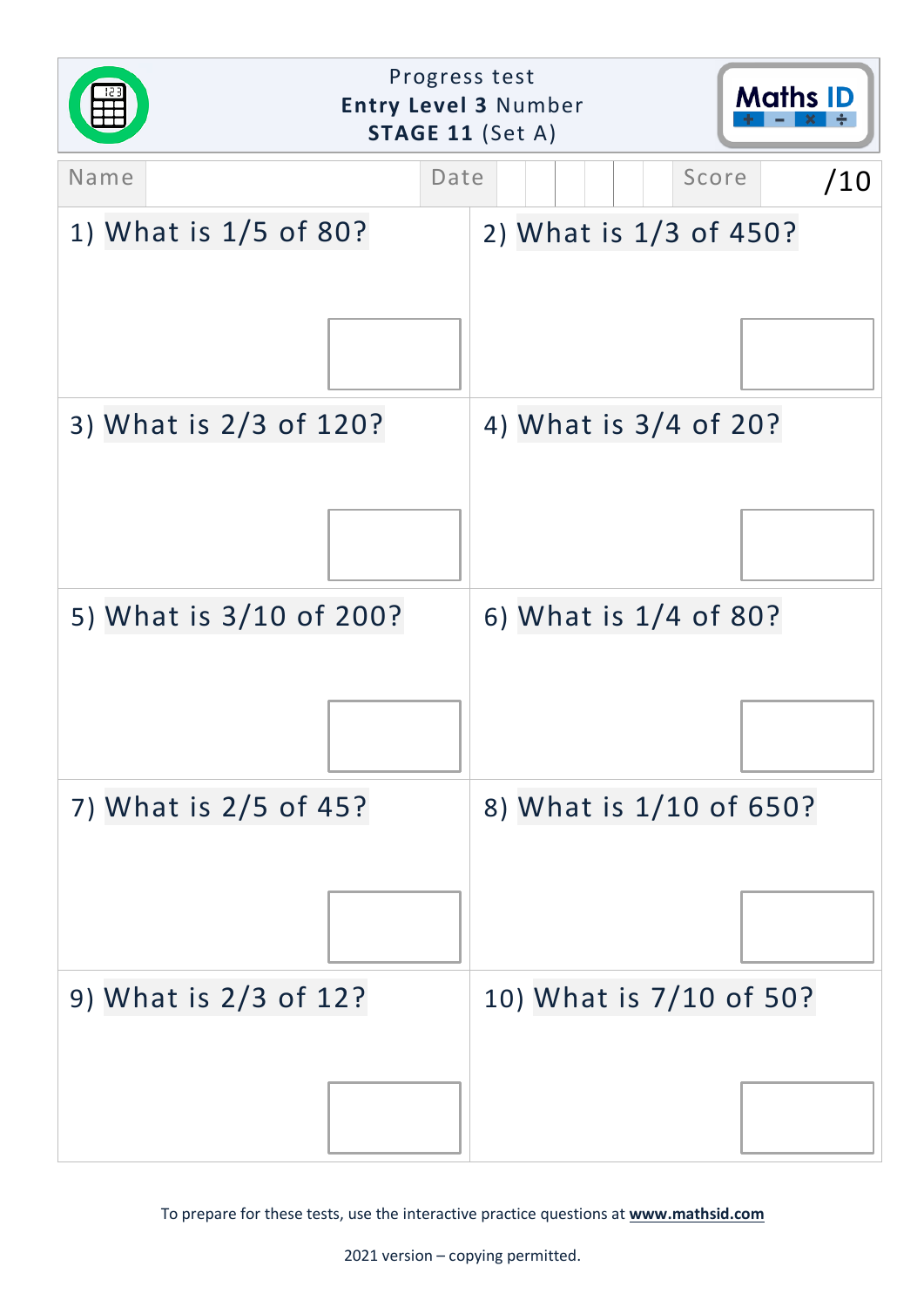Progress test
**Entry Level 3** Number
**STAGE 11** (Set A)

Maths ID

| Name | | Date | | Score | /10 |
|---|---|---|---|---|---|

1) What is 1/5 of 80?

2) What is 1/3 of 450?

3) What is 2/3 of 120?

4) What is 3/4 of 20?

5) What is 3/10 of 200?

6) What is 1/4 of 80?

7) What is 2/5 of 45?

8) What is 1/10 of 650?

9) What is 2/3 of 12?

10) What is 7/10 of 50?

To prepare for these tests, use the interactive practice questions at **www.mathsid.com**

2021 version – copying permitted.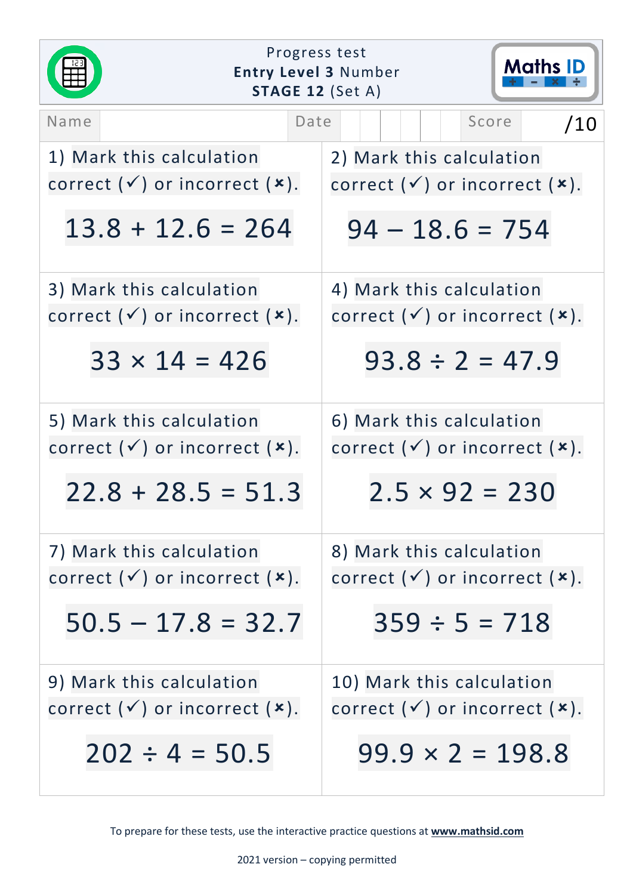Progress test

**Entry Level 3** Number

**STAGE 12** (Set A)

Maths ID

| Name | | Date | | Score | /10 |
|---|---|---|---|---|---|

1) Mark this calculation correct (✓) or incorrect (✗).

$$13.8 + 12.6 = 264$$

2) Mark this calculation correct (✓) or incorrect (✗).

$$94 - 18.6 = 754$$

3) Mark this calculation correct (✓) or incorrect (✗).

$$33 \times 14 = 426$$

4) Mark this calculation correct (✓) or incorrect (✗).

$$93.8 \div 2 = 47.9$$

5) Mark this calculation correct (✓) or incorrect (✗).

$$22.8 + 28.5 = 51.3$$

6) Mark this calculation correct (✓) or incorrect (✗).

$$2.5 \times 92 = 230$$

7) Mark this calculation correct (✓) or incorrect (✗).

$$50.5 - 17.8 = 32.7$$

8) Mark this calculation correct (✓) or incorrect (✗).

$$359 \div 5 = 718$$

9) Mark this calculation correct (✓) or incorrect (✗).

$$202 \div 4 = 50.5$$

10) Mark this calculation correct (✓) or incorrect (✗).

$$99.9 \times 2 = 198.8$$

To prepare for these tests, use the interactive practice questions at **www.mathsid.com**

2021 version – copying permitted